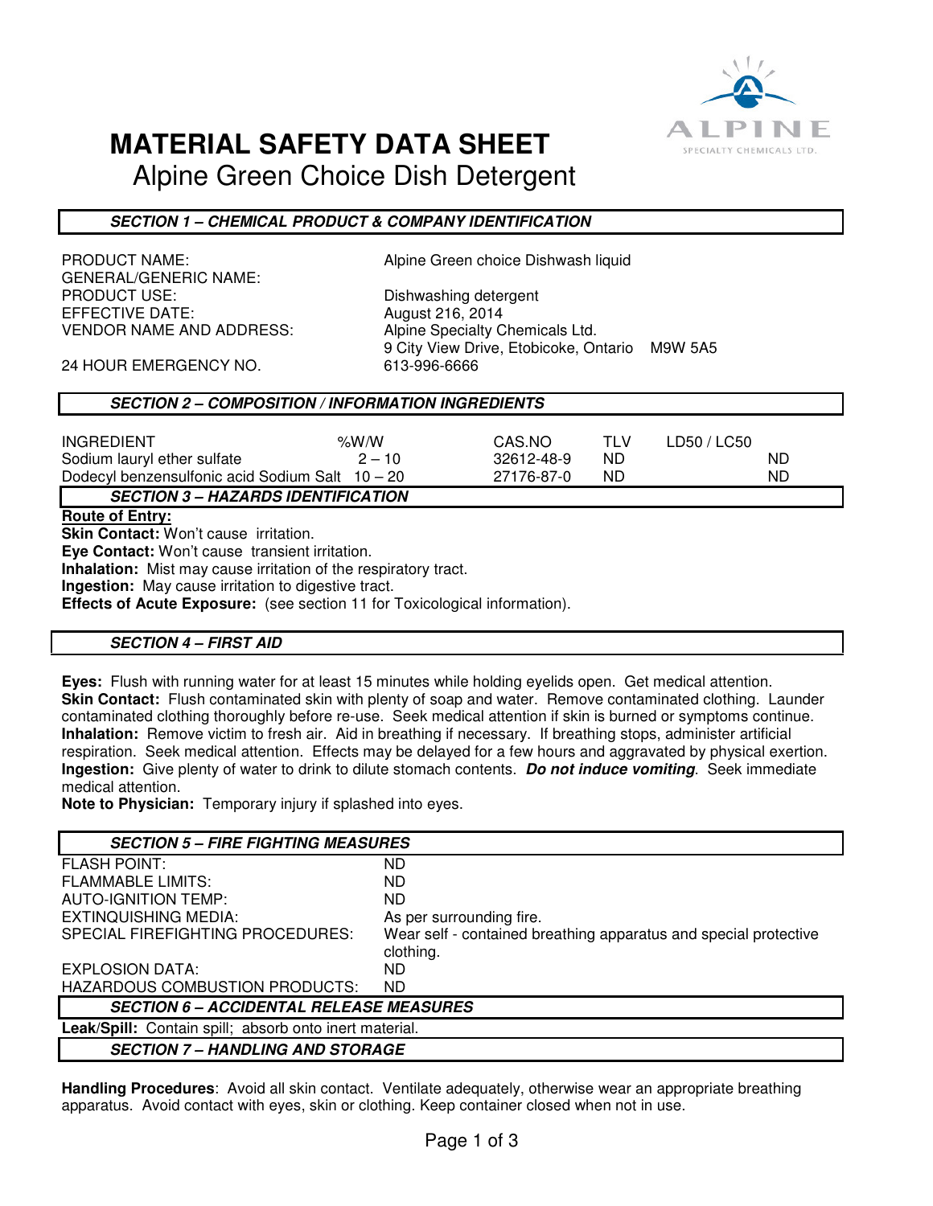# MATERIAL SAFETY DATA SHEET

## Alpine Green Choice Dish Detergent

### SECTION 1 – CHEMICAL PRODUCT & COMPANY IDENTIFICATION

| | |
|---|---|
| PRODUCT NAME: | Alpine Green choice Dishwash liquid |
| GENERAL/GENERIC NAME: | |
| PRODUCT USE: | Dishwashing detergent |
| EFFECTIVE DATE: | August 216, 2014 |
| VENDOR NAME AND ADDRESS: | Alpine Specialty Chemicals Ltd.<br>9 City View Drive, Etobicoke, Ontario M9W 5A5 |
| 24 HOUR EMERGENCY NO. | 613-996-6666 |

### SECTION 2 – COMPOSITION / INFORMATION INGREDIENTS

| INGREDIENT | %W/W | CAS.NO | TLV | LD50 / LC50 |
|---|---|---|---|---|
| Sodium lauryl ether sulfate | 2 – 10 | 32612-48-9 | ND | ND |
| Dodecyl benzensulfonic acid Sodium Salt | 10 – 20 | 27176-87-0 | ND | ND |

### SECTION 3 – HAZARDS IDENTIFICATION

**Route of Entry:**

**Skin Contact:** Won't cause irritation.

**Eye Contact:** Won't cause transient irritation.

**Inhalation:** Mist may cause irritation of the respiratory tract.

**Ingestion:** May cause irritation to digestive tract.

**Effects of Acute Exposure:** (see section 11 for Toxicological information).

### SECTION 4 – FIRST AID

**Eyes:** Flush with running water for at least 15 minutes while holding eyelids open. Get medical attention.

**Skin Contact:** Flush contaminated skin with plenty of soap and water. Remove contaminated clothing. Launder contaminated clothing thoroughly before re-use. Seek medical attention if skin is burned or symptoms continue.

**Inhalation:** Remove victim to fresh air. Aid in breathing if necessary. If breathing stops, administer artificial respiration. Seek medical attention. Effects may be delayed for a few hours and aggravated by physical exertion.

**Ingestion:** Give plenty of water to drink to dilute stomach contents. ***Do not induce vomiting***. Seek immediate medical attention.

**Note to Physician:** Temporary injury if splashed into eyes.

### SECTION 5 – FIRE FIGHTING MEASURES

| | |
|---|---|
| FLASH POINT: | ND |
| FLAMMABLE LIMITS: | ND |
| AUTO-IGNITION TEMP: | ND |
| EXTINQUISHING MEDIA: | As per surrounding fire. |
| SPECIAL FIREFIGHTING PROCEDURES: | Wear self - contained breathing apparatus and special protective clothing. |
| EXPLOSION DATA: | ND |
| HAZARDOUS COMBUSTION PRODUCTS: | ND |

### SECTION 6 – ACCIDENTAL RELEASE MEASURES

**Leak/Spill:** Contain spill; absorb onto inert material.

### SECTION 7 – HANDLING AND STORAGE

**Handling Procedures**: Avoid all skin contact. Ventilate adequately, otherwise wear an appropriate breathing apparatus. Avoid contact with eyes, skin or clothing. Keep container closed when not in use.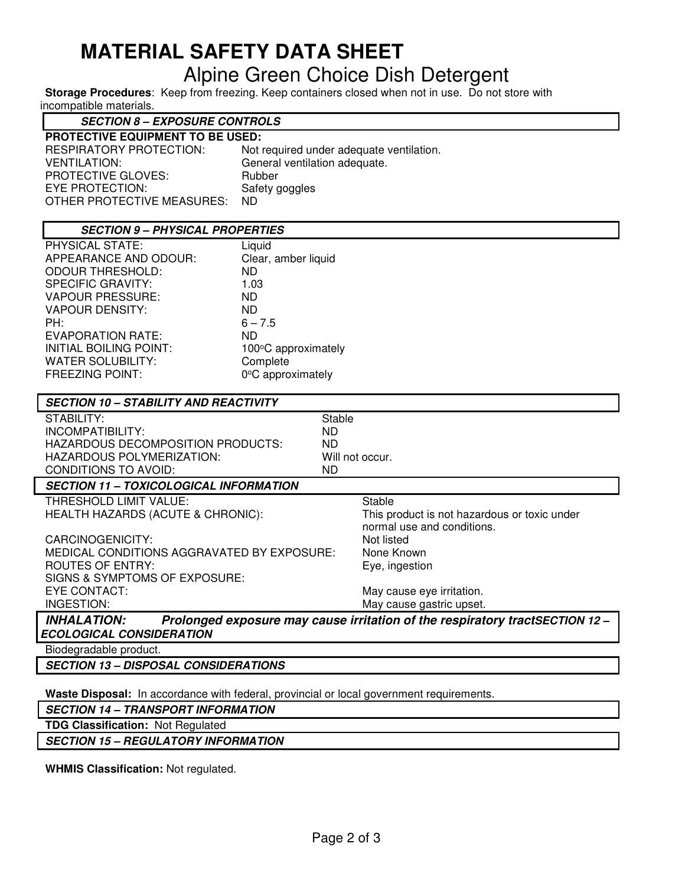# MATERIAL SAFETY DATA SHEET

## Alpine Green Choice Dish Detergent

**Storage Procedures**: Keep from freezing. Keep containers closed when not in use. Do not store with incompatible materials.

### *SECTION 8 – EXPOSURE CONTROLS*

**PROTECTIVE EQUIPMENT TO BE USED:**

| | |
|---|---|
| RESPIRATORY PROTECTION: | Not required under adequate ventilation. |
| VENTILATION: | General ventilation adequate. |
| PROTECTIVE GLOVES: | Rubber |
| EYE PROTECTION: | Safety goggles |
| OTHER PROTECTIVE MEASURES: | ND |

### *SECTION 9 – PHYSICAL PROPERTIES*

| | |
|---|---|
| PHYSICAL STATE: | Liquid |
| APPEARANCE AND ODOUR: | Clear, amber liquid |
| ODOUR THRESHOLD: | ND |
| SPECIFIC GRAVITY: | 1.03 |
| VAPOUR PRESSURE: | ND |
| VAPOUR DENSITY: | ND |
| PH: | 6 – 7.5 |
| EVAPORATION RATE: | ND |
| INITIAL BOILING POINT: | 100°C approximately |
| WATER SOLUBILITY: | Complete |
| FREEZING POINT: | 0°C approximately |

### *SECTION 10 – STABILITY AND REACTIVITY*

| | |
|---|---|
| STABILITY: | Stable |
| INCOMPATIBILITY: | ND |
| HAZARDOUS DECOMPOSITION PRODUCTS: | ND |
| HAZARDOUS POLYMERIZATION: | Will not occur. |
| CONDITIONS TO AVOID: | ND |

### *SECTION 11 – TOXICOLOGICAL INFORMATION*

| | |
|---|---|
| THRESHOLD LIMIT VALUE: | Stable |
| HEALTH HAZARDS (ACUTE & CHRONIC): | This product is not hazardous or toxic under normal use and conditions. |
| CARCINOGENICITY: | Not listed |
| MEDICAL CONDITIONS AGGRAVATED BY EXPOSURE: | None Known |
| ROUTES OF ENTRY: | Eye, ingestion |
| SIGNS & SYMPTOMS OF EXPOSURE: | |
| EYE CONTACT: | May cause eye irritation. |
| INGESTION: | May cause gastric upset. |

***INHALATION:*** ***Prolonged exposure may cause irritation of the respiratory tract***

### *SECTION 12 – ECOLOGICAL CONSIDERATION*

Biodegradable product.

### *SECTION 13 – DISPOSAL CONSIDERATIONS*

**Waste Disposal:** In accordance with federal, provincial or local government requirements.

### *SECTION 14 – TRANSPORT INFORMATION*

**TDG Classification:** Not Regulated

### *SECTION 15 – REGULATORY INFORMATION*

**WHMIS Classification:** Not regulated.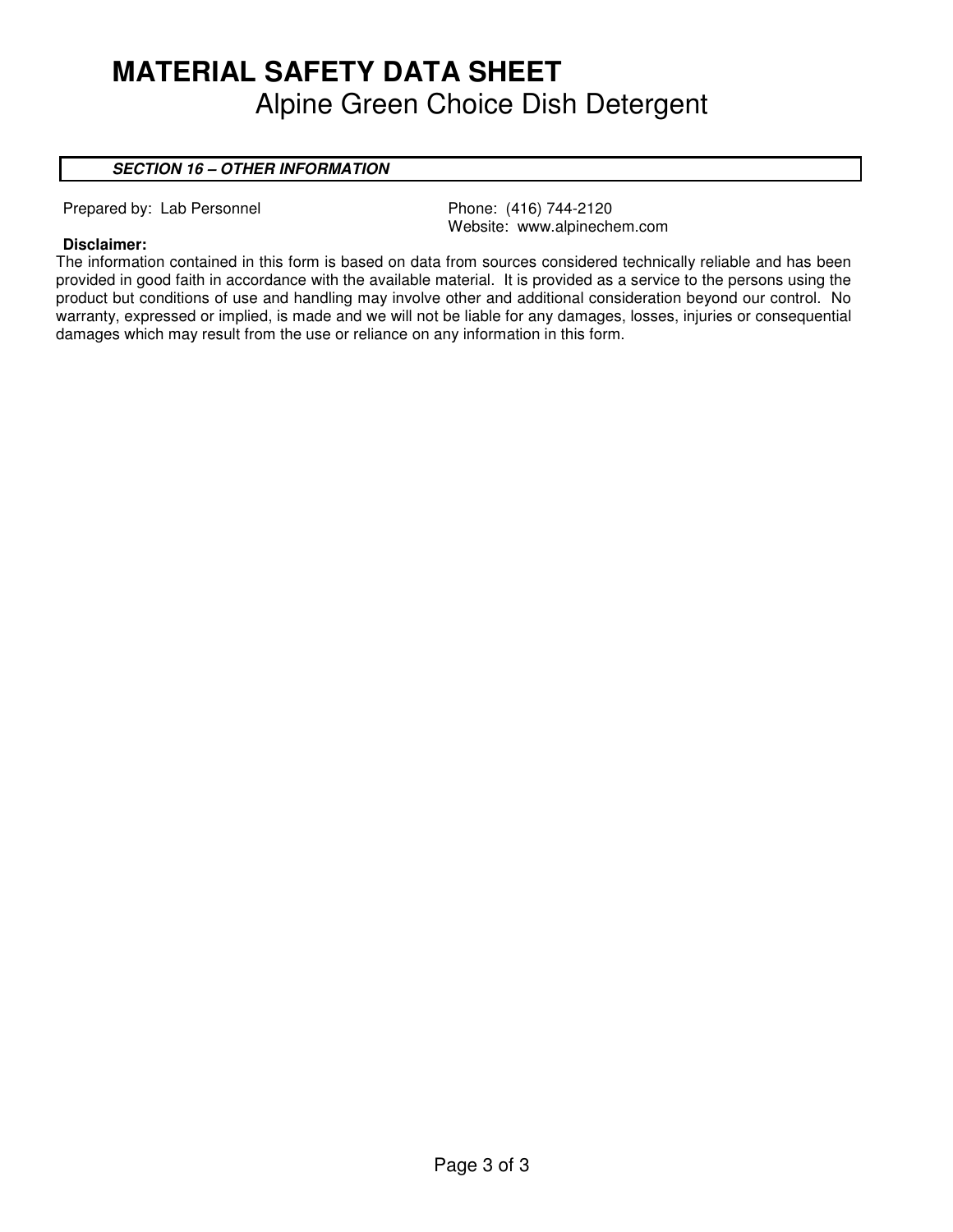# MATERIAL SAFETY DATA SHEET

## Alpine Green Choice Dish Detergent

### *SECTION 16 – OTHER INFORMATION*

Prepared by: Lab Personnel

Phone: (416) 744-2120
Website: www.alpinechem.com

**Disclaimer:**

The information contained in this form is based on data from sources considered technically reliable and has been provided in good faith in accordance with the available material. It is provided as a service to the persons using the product but conditions of use and handling may involve other and additional consideration beyond our control. No warranty, expressed or implied, is made and we will not be liable for any damages, losses, injuries or consequential damages which may result from the use or reliance on any information in this form.